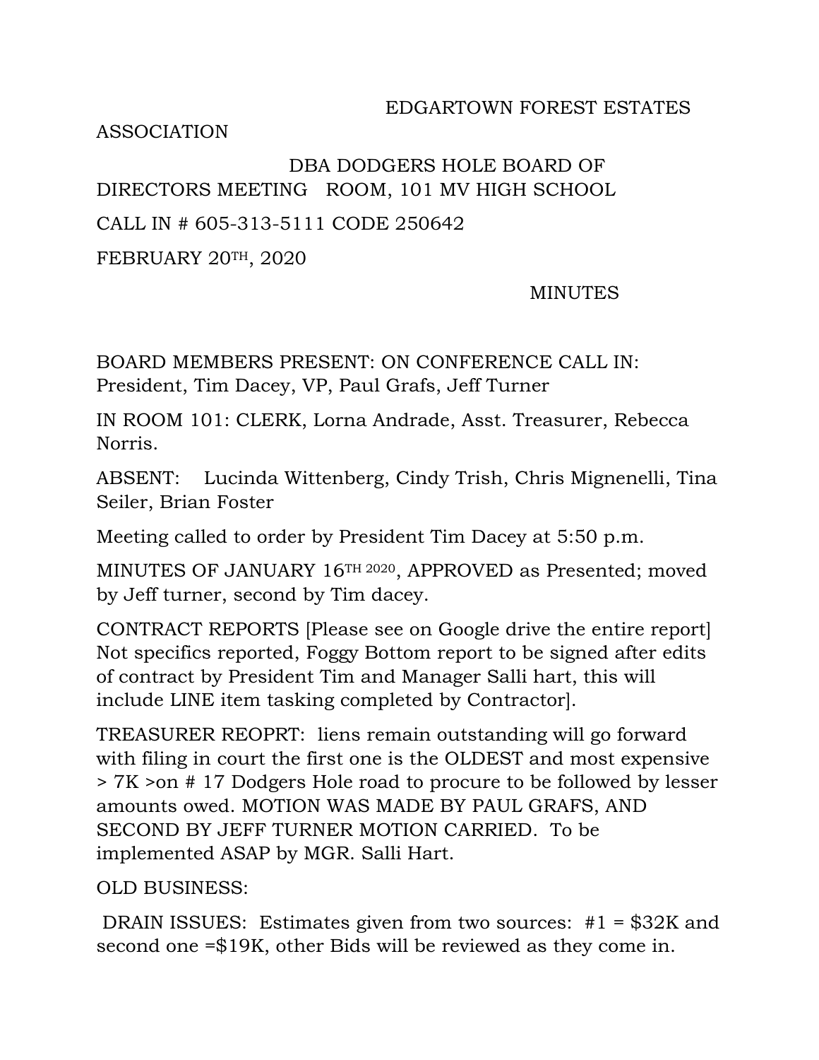EDGARTOWN FOREST ESTATES ASSOCIATION

DBA DODGERS HOLE BOARD OF DIRECTORS MEETING ROOM, 101 MV HIGH SCHOOL

CALL IN # 605-313-5111 CODE 250642

FEBRUARY 20TH, 2020

MINUTES

BOARD MEMBERS PRESENT: ON CONFERENCE CALL IN: President, Tim Dacey, VP, Paul Grafs, Jeff Turner

IN ROOM 101: CLERK, Lorna Andrade, Asst. Treasurer, Rebecca Norris.

ABSENT: Lucinda Wittenberg, Cindy Trish, Chris Mignenelli, Tina Seiler, Brian Foster

Meeting called to order by President Tim Dacey at 5:50 p.m.

MINUTES OF JANUARY 16TH 2020, APPROVED as Presented; moved by Jeff turner, second by Tim dacey.

CONTRACT REPORTS [Please see on Google drive the entire report] Not specifics reported, Foggy Bottom report to be signed after edits of contract by President Tim and Manager Salli hart, this will include LINE item tasking completed by Contractor].

TREASURER REOPRT: liens remain outstanding will go forward with filing in court the first one is the OLDEST and most expensive > 7K >on # 17 Dodgers Hole road to procure to be followed by lesser amounts owed. MOTION WAS MADE BY PAUL GRAFS, AND SECOND BY JEFF TURNER MOTION CARRIED. To be implemented ASAP by MGR. Salli Hart.

OLD BUSINESS:

DRAIN ISSUES: Estimates given from two sources: #1 = $32K and second one =$19K, other Bids will be reviewed as they come in.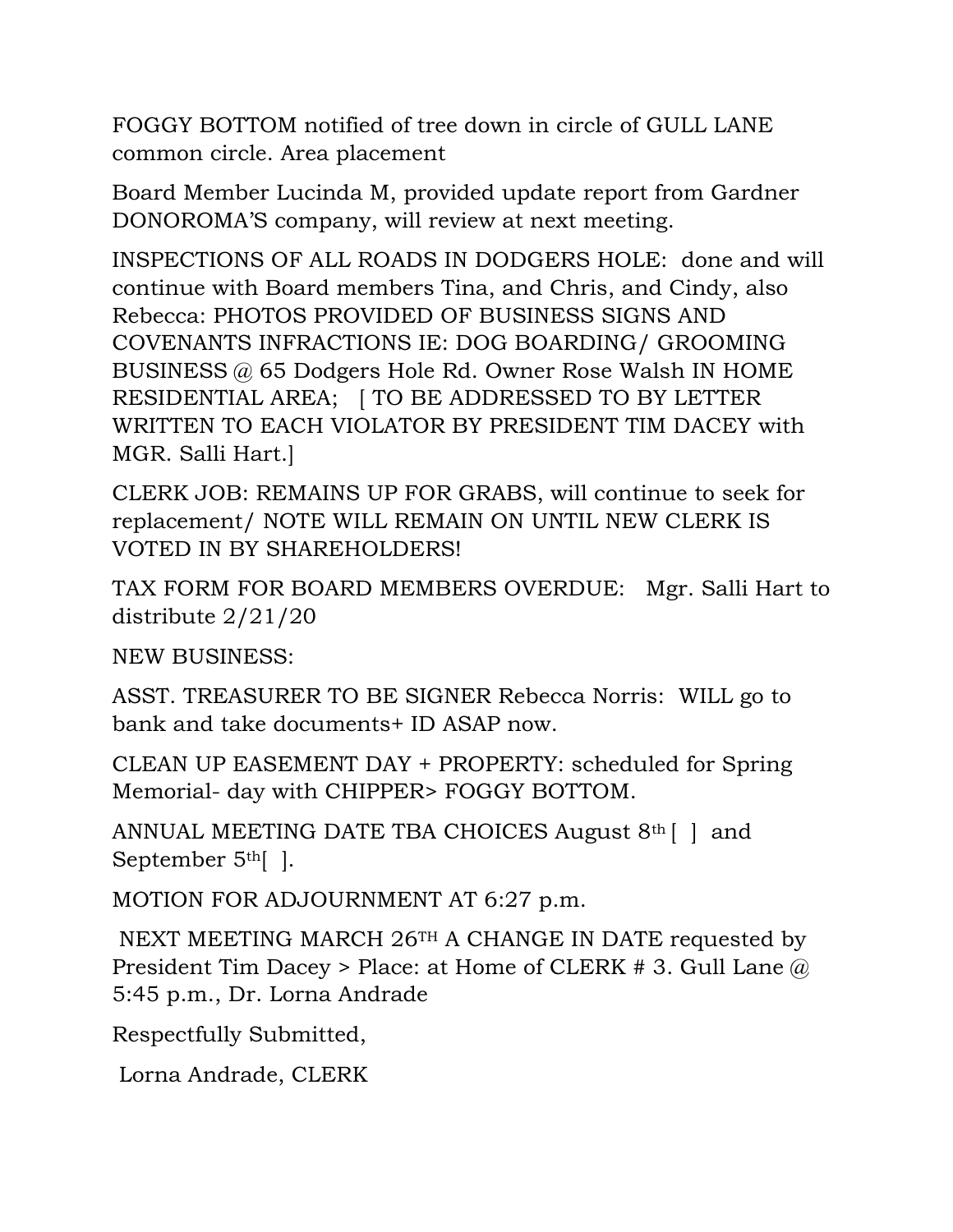FOGGY BOTTOM notified of tree down in circle of GULL LANE common circle. Area placement

Board Member Lucinda M, provided update report from Gardner DONOROMA'S company, will review at next meeting.

INSPECTIONS OF ALL ROADS IN DODGERS HOLE: done and will continue with Board members Tina, and Chris, and Cindy, also Rebecca: PHOTOS PROVIDED OF BUSINESS SIGNS AND COVENANTS INFRACTIONS IE: DOG BOARDING/ GROOMING BUSINESS @ 65 Dodgers Hole Rd. Owner Rose Walsh IN HOME RESIDENTIAL AREA; [ TO BE ADDRESSED TO BY LETTER WRITTEN TO EACH VIOLATOR BY PRESIDENT TIM DACEY with MGR. Salli Hart.]

CLERK JOB: REMAINS UP FOR GRABS, will continue to seek for replacement/ NOTE WILL REMAIN ON UNTIL NEW CLERK IS VOTED IN BY SHAREHOLDERS!

TAX FORM FOR BOARD MEMBERS OVERDUE: Mgr. Salli Hart to distribute 2/21/20

NEW BUSINESS:

ASST. TREASURER TO BE SIGNER Rebecca Norris: WILL go to bank and take documents+ ID ASAP now.

CLEAN UP EASEMENT DAY + PROPERTY: scheduled for Spring Memorial- day with CHIPPER> FOGGY BOTTOM.

ANNUAL MEETING DATE TBA CHOICES August 8th [ ] and September 5th[ ].

MOTION FOR ADJOURNMENT AT 6:27 p.m.

NEXT MEETING MARCH 26TH A CHANGE IN DATE requested by President Tim Dacey > Place: at Home of CLERK # 3. Gull Lane @ 5:45 p.m., Dr. Lorna Andrade

Respectfully Submitted,

Lorna Andrade, CLERK